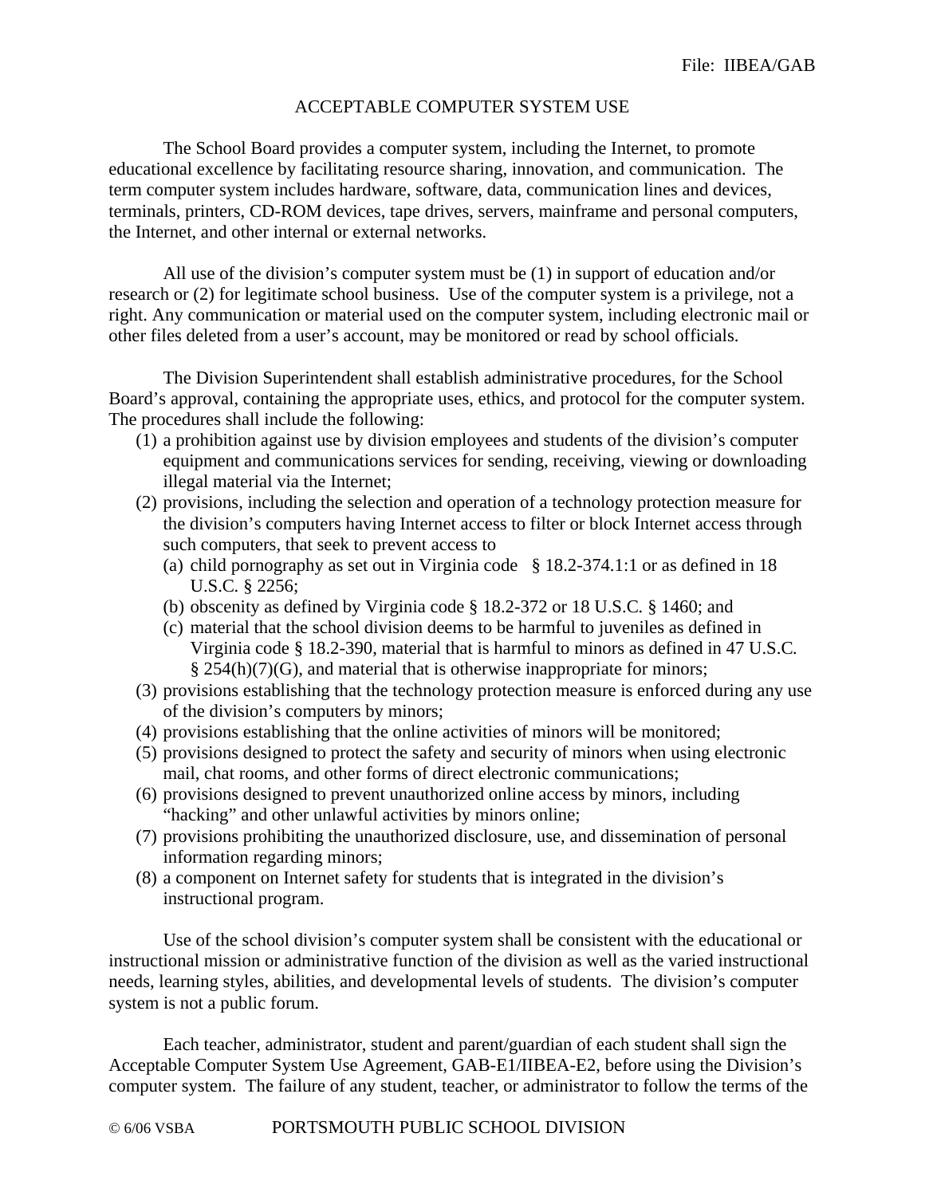File: IIBEA/GAB

# ACCEPTABLE COMPUTER SYSTEM USE

The School Board provides a computer system, including the Internet, to promote educational excellence by facilitating resource sharing, innovation, and communication. The term computer system includes hardware, software, data, communication lines and devices, terminals, printers, CD-ROM devices, tape drives, servers, mainframe and personal computers, the Internet, and other internal or external networks.

All use of the division's computer system must be (1) in support of education and/or research or (2) for legitimate school business. Use of the computer system is a privilege, not a right. Any communication or material used on the computer system, including electronic mail or other files deleted from a user's account, may be monitored or read by school officials.

The Division Superintendent shall establish administrative procedures, for the School Board's approval, containing the appropriate uses, ethics, and protocol for the computer system. The procedures shall include the following:

1. a prohibition against use by division employees and students of the division's computer equipment and communications services for sending, receiving, viewing or downloading illegal material via the Internet;
2. provisions, including the selection and operation of a technology protection measure for the division's computers having Internet access to filter or block Internet access through such computers, that seek to prevent access to
   - (a) child pornography as set out in Virginia code § 18.2-374.1:1 or as defined in 18 U.S.C. § 2256;
   - (b) obscenity as defined by Virginia code § 18.2-372 or 18 U.S.C. § 1460; and
   - (c) material that the school division deems to be harmful to juveniles as defined in Virginia code § 18.2-390, material that is harmful to minors as defined in 47 U.S.C. § 254(h)(7)(G), and material that is otherwise inappropriate for minors;
3. provisions establishing that the technology protection measure is enforced during any use of the division's computers by minors;
4. provisions establishing that the online activities of minors will be monitored;
5. provisions designed to protect the safety and security of minors when using electronic mail, chat rooms, and other forms of direct electronic communications;
6. provisions designed to prevent unauthorized online access by minors, including "hacking" and other unlawful activities by minors online;
7. provisions prohibiting the unauthorized disclosure, use, and dissemination of personal information regarding minors;
8. a component on Internet safety for students that is integrated in the division's instructional program.

Use of the school division's computer system shall be consistent with the educational or instructional mission or administrative function of the division as well as the varied instructional needs, learning styles, abilities, and developmental levels of students. The division's computer system is not a public forum.

Each teacher, administrator, student and parent/guardian of each student shall sign the Acceptable Computer System Use Agreement, GAB-E1/IIBEA-E2, before using the Division's computer system. The failure of any student, teacher, or administrator to follow the terms of the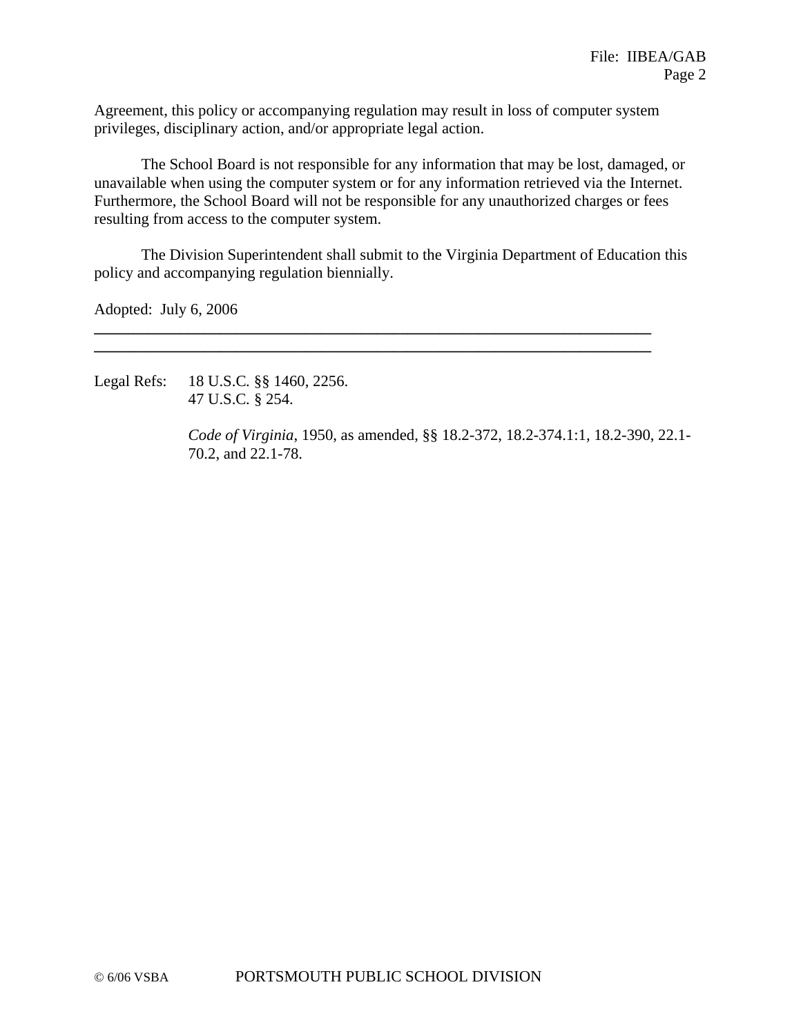Agreement, this policy or accompanying regulation may result in loss of computer system privileges, disciplinary action, and/or appropriate legal action.

The School Board is not responsible for any information that may be lost, damaged, or unavailable when using the computer system or for any information retrieved via the Internet. Furthermore, the School Board will not be responsible for any unauthorized charges or fees resulting from access to the computer system.

The Division Superintendent shall submit to the Virginia Department of Education this policy and accompanying regulation biennially.

Adopted: July 6, 2006

---

---

Legal Refs: 18 U.S.C. §§ 1460, 2256.
47 U.S.C. § 254.

*Code of Virginia*, 1950, as amended, §§ 18.2-372, 18.2-374.1:1, 18.2-390, 22.1-70.2, and 22.1-78.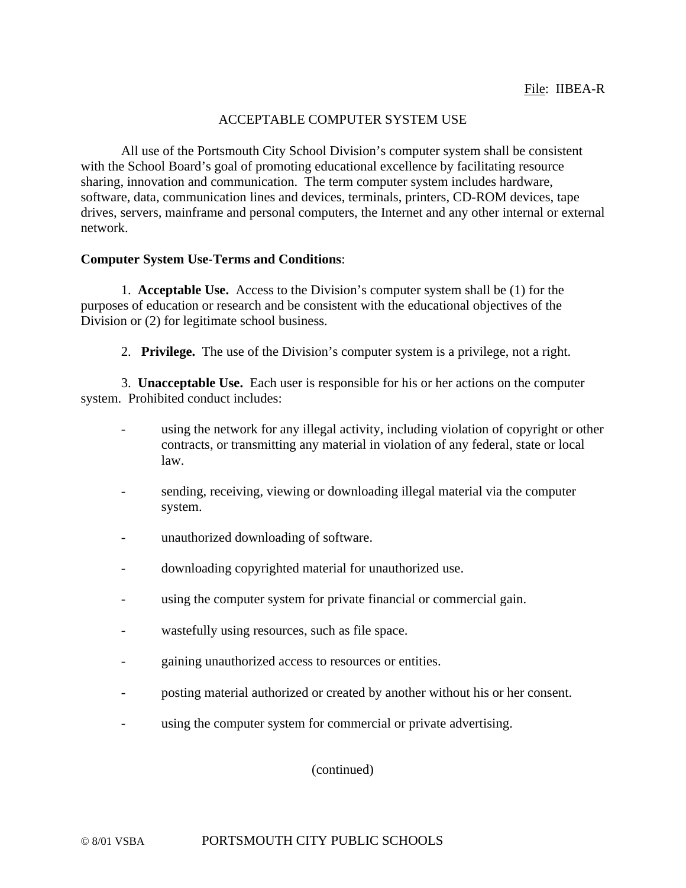File: IIBEA-R

# ACCEPTABLE COMPUTER SYSTEM USE

All use of the Portsmouth City School Division's computer system shall be consistent with the School Board's goal of promoting educational excellence by facilitating resource sharing, innovation and communication. The term computer system includes hardware, software, data, communication lines and devices, terminals, printers, CD-ROM devices, tape drives, servers, mainframe and personal computers, the Internet and any other internal or external network.

**Computer System Use-Terms and Conditions**:

1. **Acceptable Use.** Access to the Division's computer system shall be (1) for the purposes of education or research and be consistent with the educational objectives of the Division or (2) for legitimate school business.

2. **Privilege.** The use of the Division's computer system is a privilege, not a right.

3. **Unacceptable Use.** Each user is responsible for his or her actions on the computer system. Prohibited conduct includes:

   - using the network for any illegal activity, including violation of copyright or other contracts, or transmitting any material in violation of any federal, state or local law.
   - sending, receiving, viewing or downloading illegal material via the computer system.
   - unauthorized downloading of software.
   - downloading copyrighted material for unauthorized use.
   - using the computer system for private financial or commercial gain.
   - wastefully using resources, such as file space.
   - gaining unauthorized access to resources or entities.
   - posting material authorized or created by another without his or her consent.
   - using the computer system for commercial or private advertising.

(continued)

© 8/01 VSBA PORTSMOUTH CITY PUBLIC SCHOOLS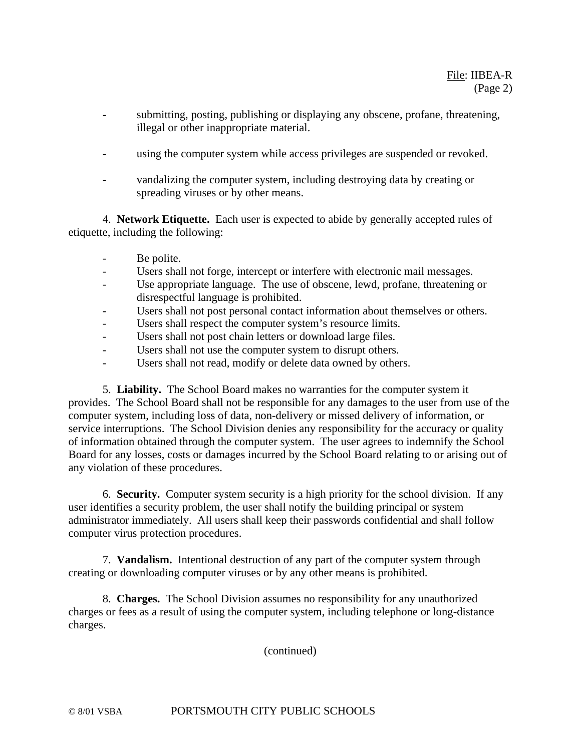- submitting, posting, publishing or displaying any obscene, profane, threatening, illegal or other inappropriate material.

- using the computer system while access privileges are suspended or revoked.

- vandalizing the computer system, including destroying data by creating or spreading viruses or by other means.

4. **Network Etiquette.** Each user is expected to abide by generally accepted rules of etiquette, including the following:

- Be polite.
- Users shall not forge, intercept or interfere with electronic mail messages.
- Use appropriate language. The use of obscene, lewd, profane, threatening or disrespectful language is prohibited.
- Users shall not post personal contact information about themselves or others.
- Users shall respect the computer system's resource limits.
- Users shall not post chain letters or download large files.
- Users shall not use the computer system to disrupt others.
- Users shall not read, modify or delete data owned by others.

5. **Liability.** The School Board makes no warranties for the computer system it provides. The School Board shall not be responsible for any damages to the user from use of the computer system, including loss of data, non-delivery or missed delivery of information, or service interruptions. The School Division denies any responsibility for the accuracy or quality of information obtained through the computer system. The user agrees to indemnify the School Board for any losses, costs or damages incurred by the School Board relating to or arising out of any violation of these procedures.

6. **Security.** Computer system security is a high priority for the school division. If any user identifies a security problem, the user shall notify the building principal or system administrator immediately. All users shall keep their passwords confidential and shall follow computer virus protection procedures.

7. **Vandalism.** Intentional destruction of any part of the computer system through creating or downloading computer viruses or by any other means is prohibited.

8. **Charges.** The School Division assumes no responsibility for any unauthorized charges or fees as a result of using the computer system, including telephone or long-distance charges.

(continued)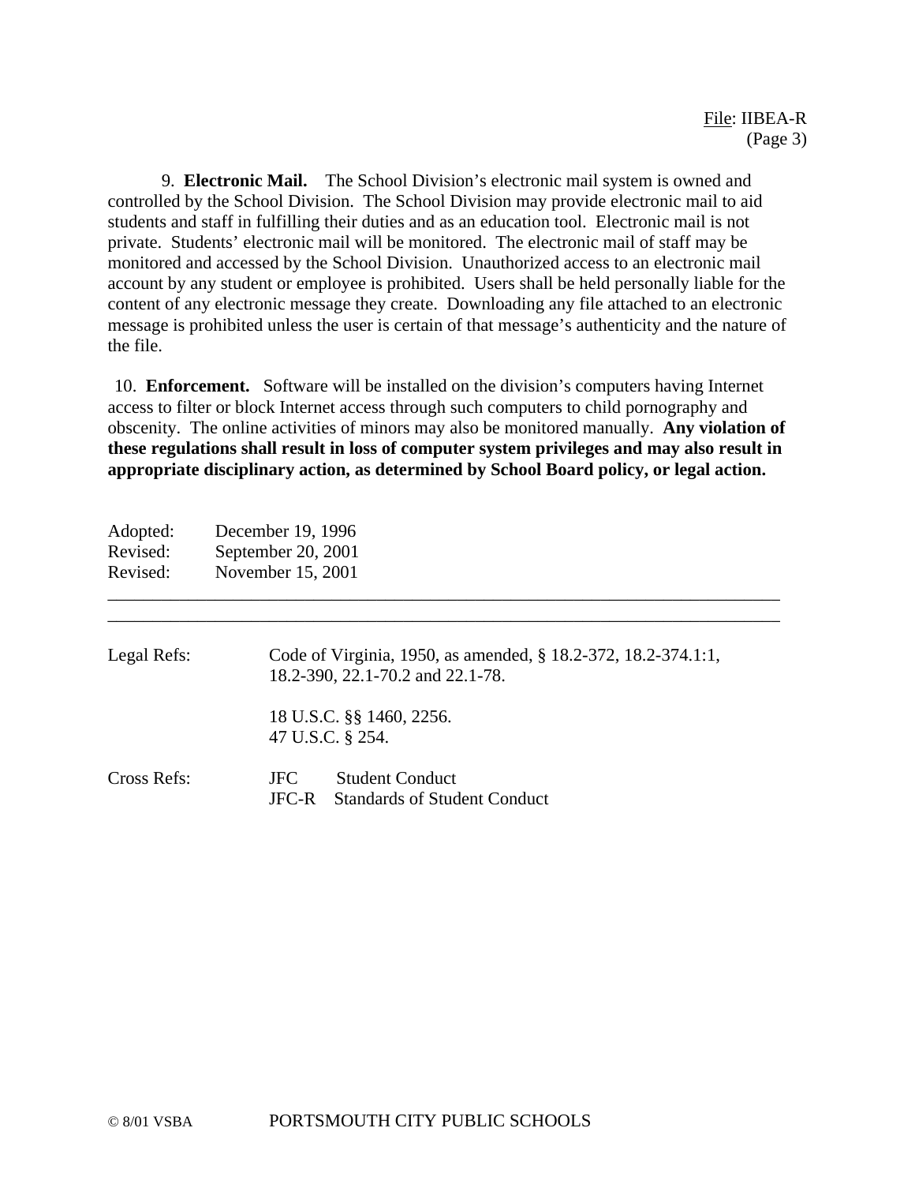9. **Electronic Mail.** The School Division's electronic mail system is owned and controlled by the School Division. The School Division may provide electronic mail to aid students and staff in fulfilling their duties and as an education tool. Electronic mail is not private. Students' electronic mail will be monitored. The electronic mail of staff may be monitored and accessed by the School Division. Unauthorized access to an electronic mail account by any student or employee is prohibited. Users shall be held personally liable for the content of any electronic message they create. Downloading any file attached to an electronic message is prohibited unless the user is certain of that message's authenticity and the nature of the file.

10. **Enforcement.** Software will be installed on the division's computers having Internet access to filter or block Internet access through such computers to child pornography and obscenity. The online activities of minors may also be monitored manually. **Any violation of these regulations shall result in loss of computer system privileges and may also result in appropriate disciplinary action, as determined by School Board policy, or legal action.**

Adopted: December 19, 1996
Revised: September 20, 2001
Revised: November 15, 2001

---

Legal Refs: Code of Virginia, 1950, as amended, § 18.2-372, 18.2-374.1:1, 18.2-390, 22.1-70.2 and 22.1-78.

18 U.S.C. §§ 1460, 2256.
47 U.S.C. § 254.

Cross Refs: JFC Student Conduct
JFC-R Standards of Student Conduct

© 8/01 VSBA PORTSMOUTH CITY PUBLIC SCHOOLS